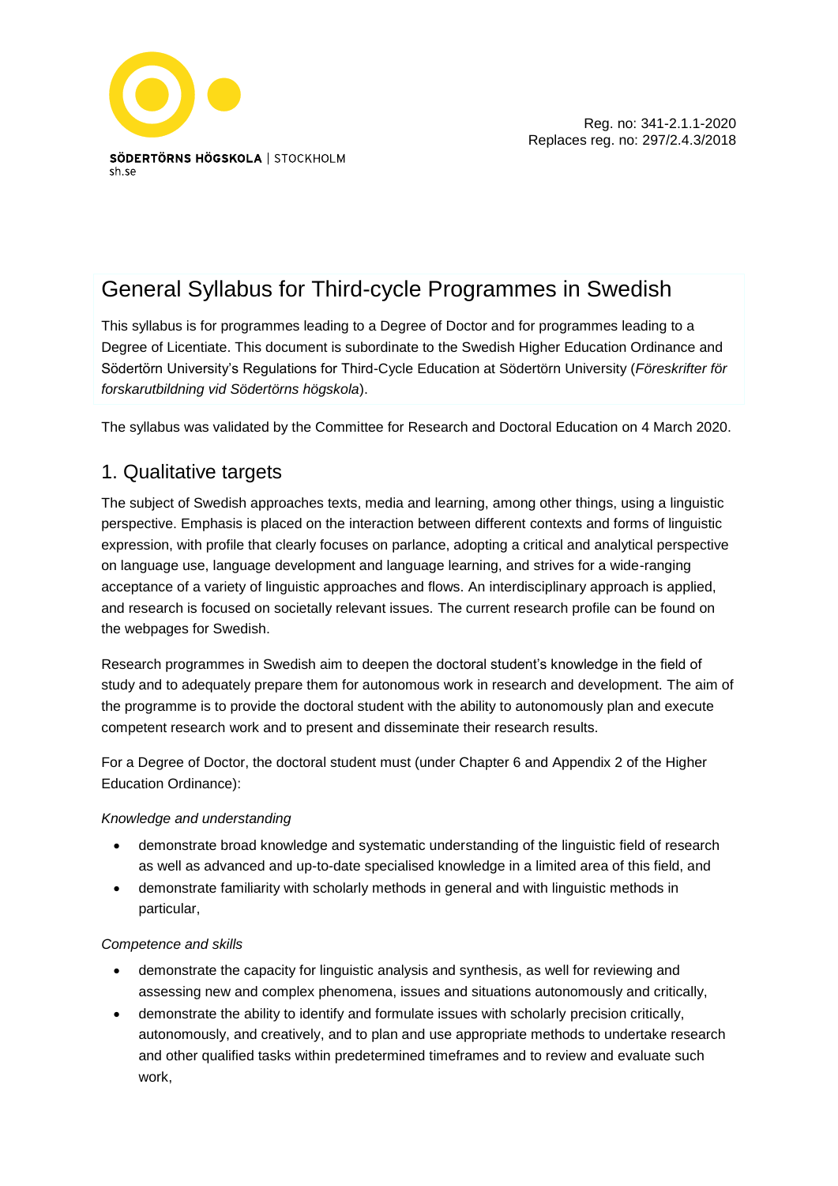SÖDERTÖRNS HÖGSKOLA | STOCKHOLM
sh.se

Reg. no: 341-2.1.1-2020
Replaces reg. no: 297/2.4.3/2018

# General Syllabus for Third-cycle Programmes in Swedish

This syllabus is for programmes leading to a Degree of Doctor and for programmes leading to a Degree of Licentiate. This document is subordinate to the Swedish Higher Education Ordinance and Södertörn University's Regulations for Third-Cycle Education at Södertörn University (*Föreskrifter för forskarutbildning vid Södertörns högskola*).

The syllabus was validated by the Committee for Research and Doctoral Education on 4 March 2020.

## 1. Qualitative targets

The subject of Swedish approaches texts, media and learning, among other things, using a linguistic perspective. Emphasis is placed on the interaction between different contexts and forms of linguistic expression, with profile that clearly focuses on parlance, adopting a critical and analytical perspective on language use, language development and language learning, and strives for a wide-ranging acceptance of a variety of linguistic approaches and flows. An interdisciplinary approach is applied, and research is focused on societally relevant issues. The current research profile can be found on the webpages for Swedish.

Research programmes in Swedish aim to deepen the doctoral student's knowledge in the field of study and to adequately prepare them for autonomous work in research and development. The aim of the programme is to provide the doctoral student with the ability to autonomously plan and execute competent research work and to present and disseminate their research results.

For a Degree of Doctor, the doctoral student must (under Chapter 6 and Appendix 2 of the Higher Education Ordinance):

*Knowledge and understanding*

- demonstrate broad knowledge and systematic understanding of the linguistic field of research as well as advanced and up-to-date specialised knowledge in a limited area of this field, and
- demonstrate familiarity with scholarly methods in general and with linguistic methods in particular,

*Competence and skills*

- demonstrate the capacity for linguistic analysis and synthesis, as well for reviewing and assessing new and complex phenomena, issues and situations autonomously and critically,
- demonstrate the ability to identify and formulate issues with scholarly precision critically, autonomously, and creatively, and to plan and use appropriate methods to undertake research and other qualified tasks within predetermined timeframes and to review and evaluate such work,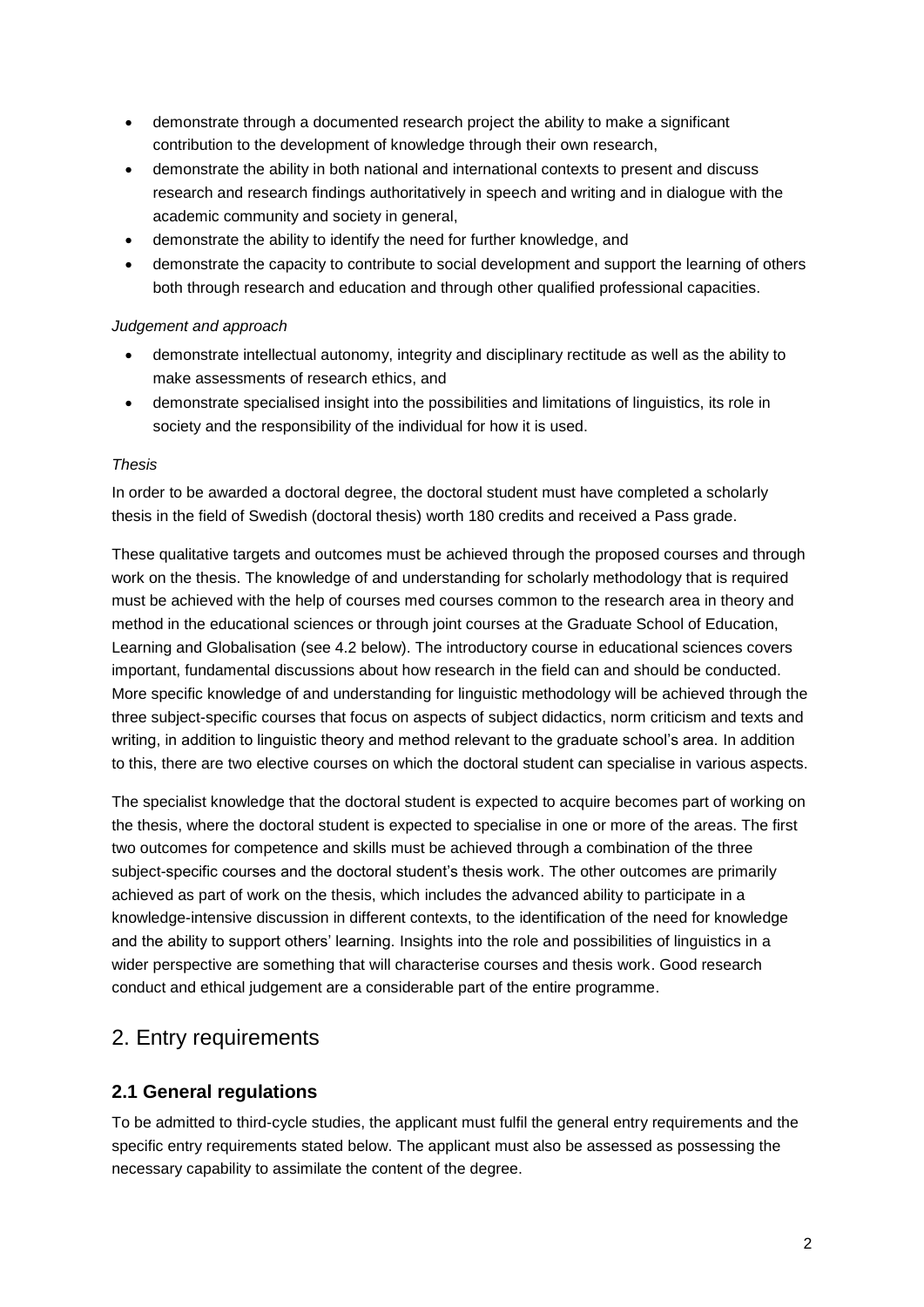- demonstrate through a documented research project the ability to make a significant contribution to the development of knowledge through their own research,
- demonstrate the ability in both national and international contexts to present and discuss research and research findings authoritatively in speech and writing and in dialogue with the academic community and society in general,
- demonstrate the ability to identify the need for further knowledge, and
- demonstrate the capacity to contribute to social development and support the learning of others both through research and education and through other qualified professional capacities.

*Judgement and approach*

- demonstrate intellectual autonomy, integrity and disciplinary rectitude as well as the ability to make assessments of research ethics, and
- demonstrate specialised insight into the possibilities and limitations of linguistics, its role in society and the responsibility of the individual for how it is used.

*Thesis*

In order to be awarded a doctoral degree, the doctoral student must have completed a scholarly thesis in the field of Swedish (doctoral thesis) worth 180 credits and received a Pass grade.

These qualitative targets and outcomes must be achieved through the proposed courses and through work on the thesis. The knowledge of and understanding for scholarly methodology that is required must be achieved with the help of courses med courses common to the research area in theory and method in the educational sciences or through joint courses at the Graduate School of Education, Learning and Globalisation (see 4.2 below). The introductory course in educational sciences covers important, fundamental discussions about how research in the field can and should be conducted. More specific knowledge of and understanding for linguistic methodology will be achieved through the three subject-specific courses that focus on aspects of subject didactics, norm criticism and texts and writing, in addition to linguistic theory and method relevant to the graduate school's area. In addition to this, there are two elective courses on which the doctoral student can specialise in various aspects.

The specialist knowledge that the doctoral student is expected to acquire becomes part of working on the thesis, where the doctoral student is expected to specialise in one or more of the areas. The first two outcomes for competence and skills must be achieved through a combination of the three subject-specific courses and the doctoral student's thesis work. The other outcomes are primarily achieved as part of work on the thesis, which includes the advanced ability to participate in a knowledge-intensive discussion in different contexts, to the identification of the need for knowledge and the ability to support others' learning. Insights into the role and possibilities of linguistics in a wider perspective are something that will characterise courses and thesis work. Good research conduct and ethical judgement are a considerable part of the entire programme.

# 2. Entry requirements

## 2.1 General regulations

To be admitted to third-cycle studies, the applicant must fulfil the general entry requirements and the specific entry requirements stated below. The applicant must also be assessed as possessing the necessary capability to assimilate the content of the degree.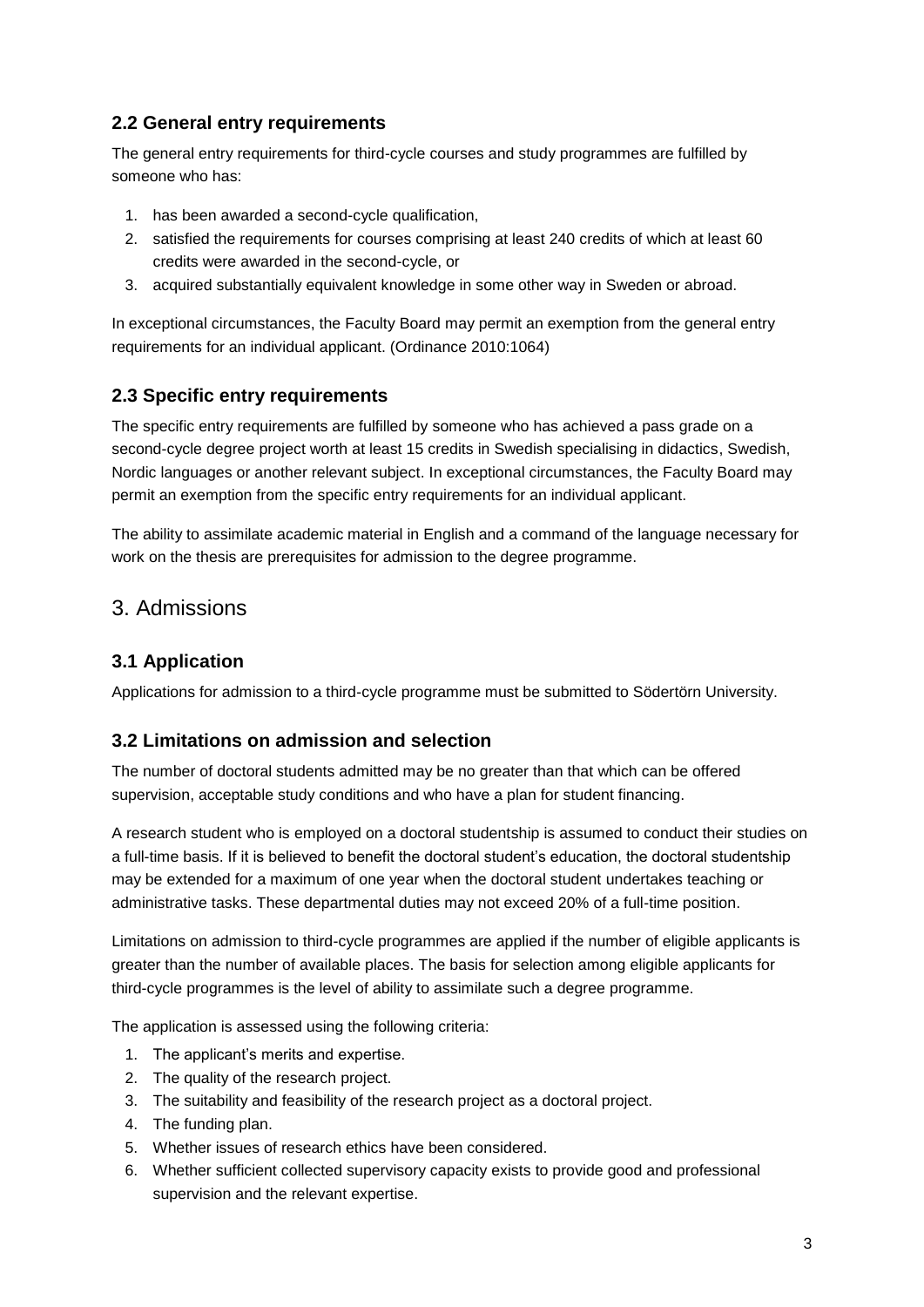### 2.2 General entry requirements

The general entry requirements for third-cycle courses and study programmes are fulfilled by someone who has:

1. has been awarded a second-cycle qualification,
2. satisfied the requirements for courses comprising at least 240 credits of which at least 60 credits were awarded in the second-cycle, or
3. acquired substantially equivalent knowledge in some other way in Sweden or abroad.

In exceptional circumstances, the Faculty Board may permit an exemption from the general entry requirements for an individual applicant. (Ordinance 2010:1064)

### 2.3 Specific entry requirements

The specific entry requirements are fulfilled by someone who has achieved a pass grade on a second-cycle degree project worth at least 15 credits in Swedish specialising in didactics, Swedish, Nordic languages or another relevant subject. In exceptional circumstances, the Faculty Board may permit an exemption from the specific entry requirements for an individual applicant.

The ability to assimilate academic material in English and a command of the language necessary for work on the thesis are prerequisites for admission to the degree programme.

## 3. Admissions

### 3.1 Application

Applications for admission to a third-cycle programme must be submitted to Södertörn University.

### 3.2 Limitations on admission and selection

The number of doctoral students admitted may be no greater than that which can be offered supervision, acceptable study conditions and who have a plan for student financing.

A research student who is employed on a doctoral studentship is assumed to conduct their studies on a full-time basis. If it is believed to benefit the doctoral student's education, the doctoral studentship may be extended for a maximum of one year when the doctoral student undertakes teaching or administrative tasks. These departmental duties may not exceed 20% of a full-time position.

Limitations on admission to third-cycle programmes are applied if the number of eligible applicants is greater than the number of available places. The basis for selection among eligible applicants for third-cycle programmes is the level of ability to assimilate such a degree programme.

The application is assessed using the following criteria:

1. The applicant's merits and expertise.
2. The quality of the research project.
3. The suitability and feasibility of the research project as a doctoral project.
4. The funding plan.
5. Whether issues of research ethics have been considered.
6. Whether sufficient collected supervisory capacity exists to provide good and professional supervision and the relevant expertise.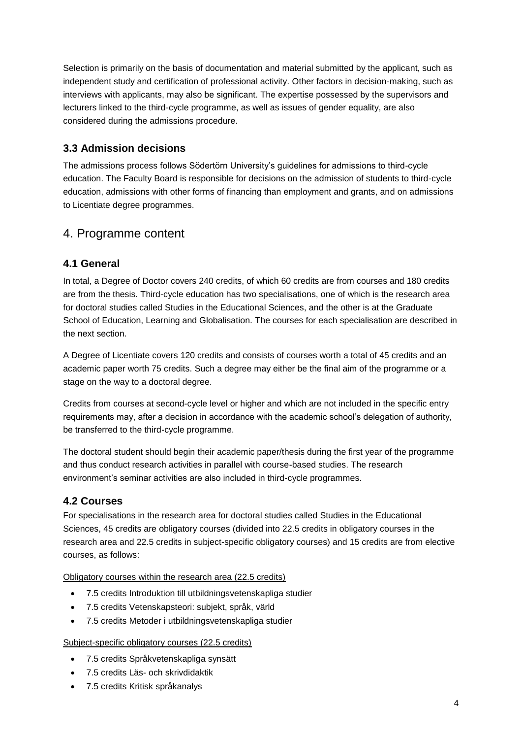Selection is primarily on the basis of documentation and material submitted by the applicant, such as independent study and certification of professional activity. Other factors in decision-making, such as interviews with applicants, may also be significant. The expertise possessed by the supervisors and lecturers linked to the third-cycle programme, as well as issues of gender equality, are also considered during the admissions procedure.

### 3.3 Admission decisions

The admissions process follows Södertörn University's guidelines for admissions to third-cycle education. The Faculty Board is responsible for decisions on the admission of students to third-cycle education, admissions with other forms of financing than employment and grants, and on admissions to Licentiate degree programmes.

## 4. Programme content

### 4.1 General

In total, a Degree of Doctor covers 240 credits, of which 60 credits are from courses and 180 credits are from the thesis. Third-cycle education has two specialisations, one of which is the research area for doctoral studies called Studies in the Educational Sciences, and the other is at the Graduate School of Education, Learning and Globalisation. The courses for each specialisation are described in the next section.

A Degree of Licentiate covers 120 credits and consists of courses worth a total of 45 credits and an academic paper worth 75 credits. Such a degree may either be the final aim of the programme or a stage on the way to a doctoral degree.

Credits from courses at second-cycle level or higher and which are not included in the specific entry requirements may, after a decision in accordance with the academic school's delegation of authority, be transferred to the third-cycle programme.

The doctoral student should begin their academic paper/thesis during the first year of the programme and thus conduct research activities in parallel with course-based studies. The research environment's seminar activities are also included in third-cycle programmes.

### 4.2 Courses

For specialisations in the research area for doctoral studies called Studies in the Educational Sciences, 45 credits are obligatory courses (divided into 22.5 credits in obligatory courses in the research area and 22.5 credits in subject-specific obligatory courses) and 15 credits are from elective courses, as follows:

Obligatory courses within the research area (22.5 credits)

- 7.5 credits Introduktion till utbildningsvetenskapliga studier
- 7.5 credits Vetenskapsteori: subjekt, språk, värld
- 7.5 credits Metoder i utbildningsvetenskapliga studier

Subject-specific obligatory courses (22.5 credits)

- 7.5 credits Språkvetenskapliga synsätt
- 7.5 credits Läs- och skrivdidaktik
- 7.5 credits Kritisk språkanalys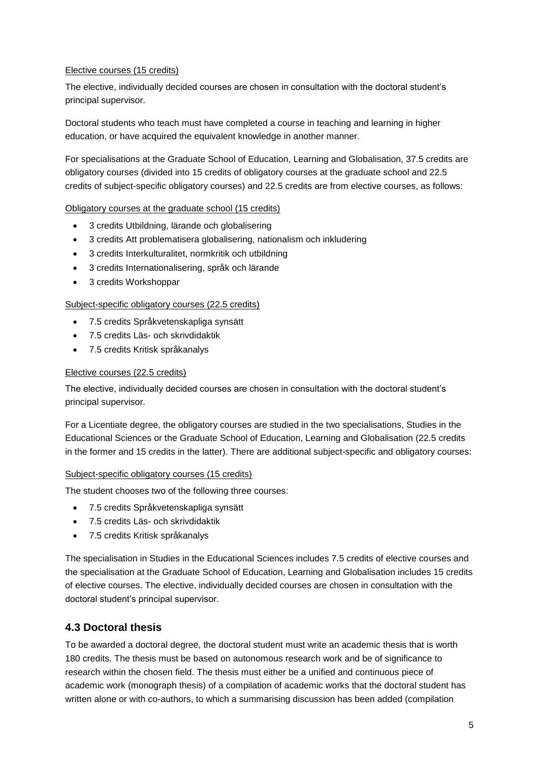Elective courses (15 credits)

The elective, individually decided courses are chosen in consultation with the doctoral student's principal supervisor.

Doctoral students who teach must have completed a course in teaching and learning in higher education, or have acquired the equivalent knowledge in another manner.

For specialisations at the Graduate School of Education, Learning and Globalisation, 37.5 credits are obligatory courses (divided into 15 credits of obligatory courses at the graduate school and 22.5 credits of subject-specific obligatory courses) and 22.5 credits are from elective courses, as follows:

Obligatory courses at the graduate school (15 credits)

- 3 credits Utbildning, lärande och globalisering
- 3 credits Att problematisera globalisering, nationalism och inkludering
- 3 credits Interkulturalitet, normkritik och utbildning
- 3 credits Internationalisering, språk och lärande
- 3 credits Workshoppar

Subject-specific obligatory courses (22.5 credits)

- 7.5 credits Språkvetenskapliga synsätt
- 7.5 credits Läs- och skrivdidaktik
- 7.5 credits Kritisk språkanalys

Elective courses (22.5 credits)

The elective, individually decided courses are chosen in consultation with the doctoral student's principal supervisor.

For a Licentiate degree, the obligatory courses are studied in the two specialisations, Studies in the Educational Sciences or the Graduate School of Education, Learning and Globalisation (22.5 credits in the former and 15 credits in the latter). There are additional subject-specific and obligatory courses:

Subject-specific obligatory courses (15 credits)

The student chooses two of the following three courses:

- 7.5 credits Språkvetenskapliga synsätt
- 7.5 credits Läs- och skrivdidaktik
- 7.5 credits Kritisk språkanalys

The specialisation in Studies in the Educational Sciences includes 7.5 credits of elective courses and the specialisation at the Graduate School of Education, Learning and Globalisation includes 15 credits of elective courses. The elective, individually decided courses are chosen in consultation with the doctoral student's principal supervisor.

## 4.3 Doctoral thesis

To be awarded a doctoral degree, the doctoral student must write an academic thesis that is worth 180 credits. The thesis must be based on autonomous research work and be of significance to research within the chosen field. The thesis must either be a unified and continuous piece of academic work (monograph thesis) of a compilation of academic works that the doctoral student has written alone or with co-authors, to which a summarising discussion has been added (compilation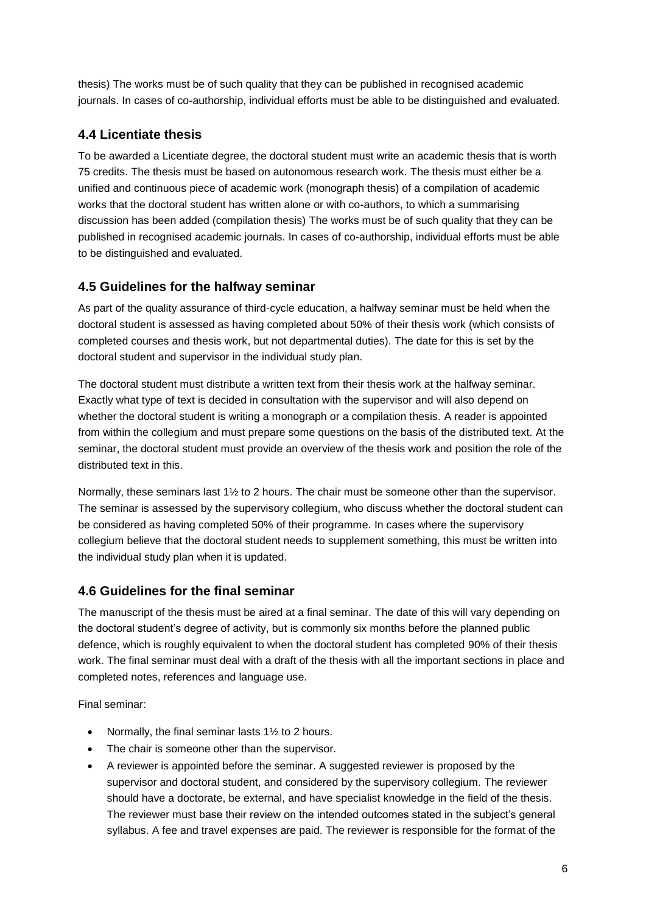thesis) The works must be of such quality that they can be published in recognised academic journals. In cases of co-authorship, individual efforts must be able to be distinguished and evaluated.

## 4.4 Licentiate thesis

To be awarded a Licentiate degree, the doctoral student must write an academic thesis that is worth 75 credits. The thesis must be based on autonomous research work. The thesis must either be a unified and continuous piece of academic work (monograph thesis) of a compilation of academic works that the doctoral student has written alone or with co-authors, to which a summarising discussion has been added (compilation thesis) The works must be of such quality that they can be published in recognised academic journals. In cases of co-authorship, individual efforts must be able to be distinguished and evaluated.

## 4.5 Guidelines for the halfway seminar

As part of the quality assurance of third-cycle education, a halfway seminar must be held when the doctoral student is assessed as having completed about 50% of their thesis work (which consists of completed courses and thesis work, but not departmental duties). The date for this is set by the doctoral student and supervisor in the individual study plan.

The doctoral student must distribute a written text from their thesis work at the halfway seminar. Exactly what type of text is decided in consultation with the supervisor and will also depend on whether the doctoral student is writing a monograph or a compilation thesis. A reader is appointed from within the collegium and must prepare some questions on the basis of the distributed text. At the seminar, the doctoral student must provide an overview of the thesis work and position the role of the distributed text in this.

Normally, these seminars last 1½ to 2 hours. The chair must be someone other than the supervisor. The seminar is assessed by the supervisory collegium, who discuss whether the doctoral student can be considered as having completed 50% of their programme. In cases where the supervisory collegium believe that the doctoral student needs to supplement something, this must be written into the individual study plan when it is updated.

## 4.6 Guidelines for the final seminar

The manuscript of the thesis must be aired at a final seminar. The date of this will vary depending on the doctoral student's degree of activity, but is commonly six months before the planned public defence, which is roughly equivalent to when the doctoral student has completed 90% of their thesis work. The final seminar must deal with a draft of the thesis with all the important sections in place and completed notes, references and language use.

Final seminar:

- Normally, the final seminar lasts 1½ to 2 hours.
- The chair is someone other than the supervisor.
- A reviewer is appointed before the seminar. A suggested reviewer is proposed by the supervisor and doctoral student, and considered by the supervisory collegium. The reviewer should have a doctorate, be external, and have specialist knowledge in the field of the thesis. The reviewer must base their review on the intended outcomes stated in the subject's general syllabus. A fee and travel expenses are paid. The reviewer is responsible for the format of the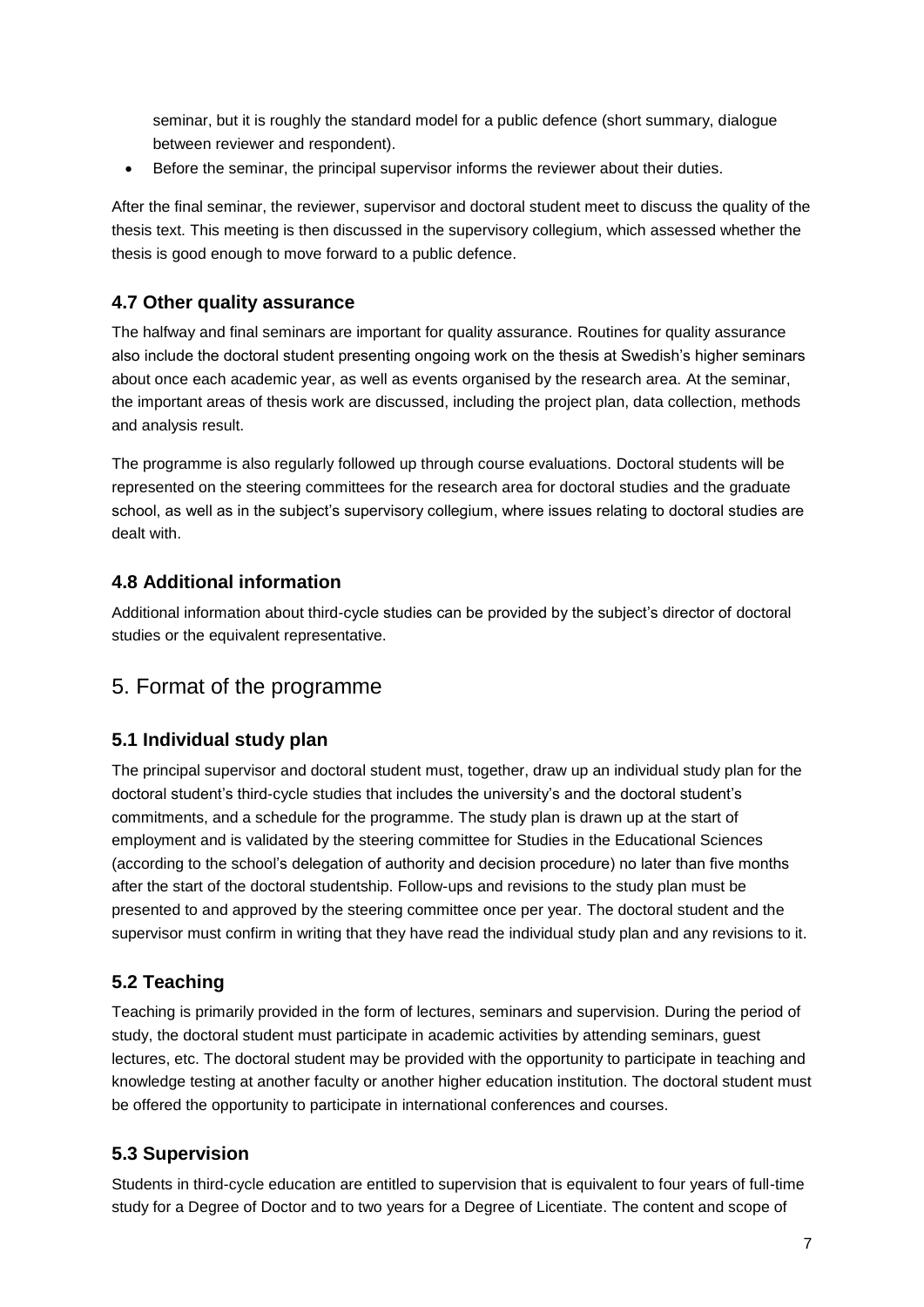seminar, but it is roughly the standard model for a public defence (short summary, dialogue between reviewer and respondent).

- Before the seminar, the principal supervisor informs the reviewer about their duties.

After the final seminar, the reviewer, supervisor and doctoral student meet to discuss the quality of the thesis text. This meeting is then discussed in the supervisory collegium, which assessed whether the thesis is good enough to move forward to a public defence.

### 4.7 Other quality assurance

The halfway and final seminars are important for quality assurance. Routines for quality assurance also include the doctoral student presenting ongoing work on the thesis at Swedish's higher seminars about once each academic year, as well as events organised by the research area. At the seminar, the important areas of thesis work are discussed, including the project plan, data collection, methods and analysis result.

The programme is also regularly followed up through course evaluations. Doctoral students will be represented on the steering committees for the research area for doctoral studies and the graduate school, as well as in the subject's supervisory collegium, where issues relating to doctoral studies are dealt with.

### 4.8 Additional information

Additional information about third-cycle studies can be provided by the subject's director of doctoral studies or the equivalent representative.

## 5. Format of the programme

### 5.1 Individual study plan

The principal supervisor and doctoral student must, together, draw up an individual study plan for the doctoral student's third-cycle studies that includes the university's and the doctoral student's commitments, and a schedule for the programme. The study plan is drawn up at the start of employment and is validated by the steering committee for Studies in the Educational Sciences (according to the school's delegation of authority and decision procedure) no later than five months after the start of the doctoral studentship. Follow-ups and revisions to the study plan must be presented to and approved by the steering committee once per year. The doctoral student and the supervisor must confirm in writing that they have read the individual study plan and any revisions to it.

### 5.2 Teaching

Teaching is primarily provided in the form of lectures, seminars and supervision. During the period of study, the doctoral student must participate in academic activities by attending seminars, guest lectures, etc. The doctoral student may be provided with the opportunity to participate in teaching and knowledge testing at another faculty or another higher education institution. The doctoral student must be offered the opportunity to participate in international conferences and courses.

### 5.3 Supervision

Students in third-cycle education are entitled to supervision that is equivalent to four years of full-time study for a Degree of Doctor and to two years for a Degree of Licentiate. The content and scope of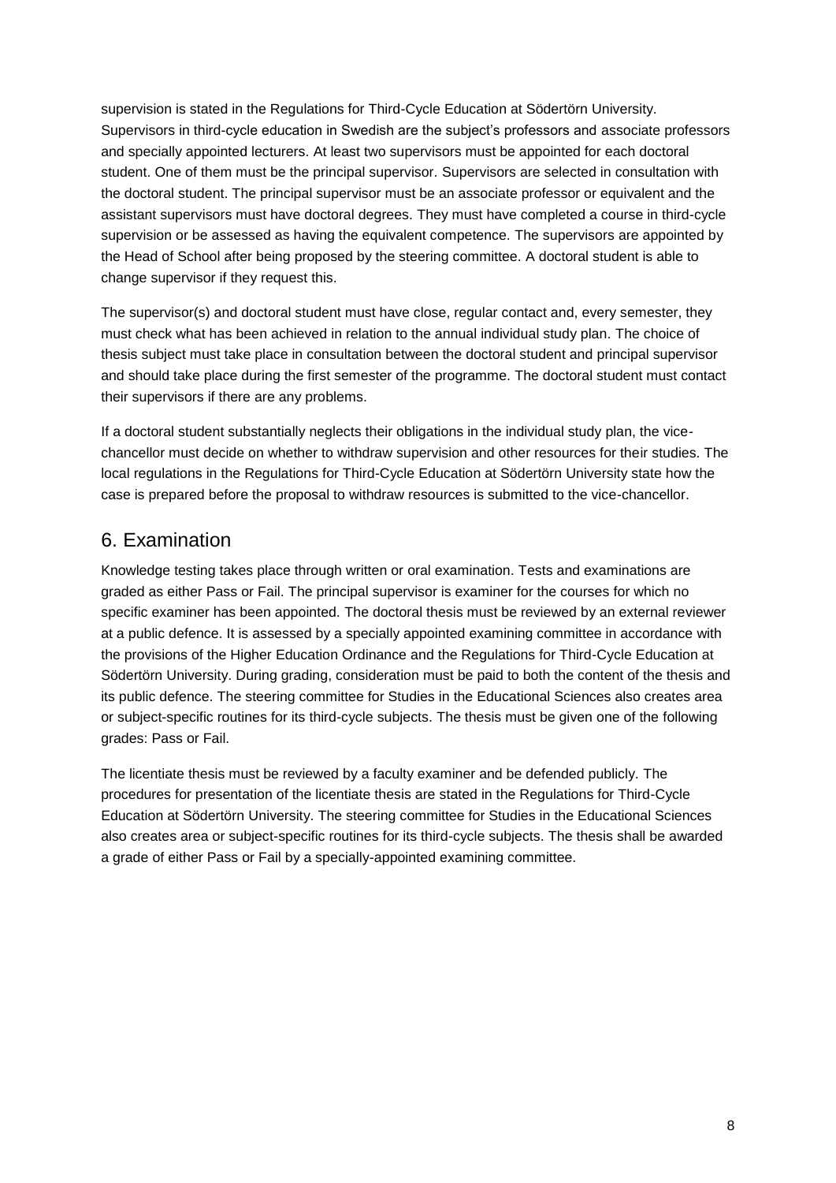supervision is stated in the Regulations for Third-Cycle Education at Södertörn University. Supervisors in third-cycle education in Swedish are the subject's professors and associate professors and specially appointed lecturers. At least two supervisors must be appointed for each doctoral student. One of them must be the principal supervisor. Supervisors are selected in consultation with the doctoral student. The principal supervisor must be an associate professor or equivalent and the assistant supervisors must have doctoral degrees. They must have completed a course in third-cycle supervision or be assessed as having the equivalent competence. The supervisors are appointed by the Head of School after being proposed by the steering committee. A doctoral student is able to change supervisor if they request this.

The supervisor(s) and doctoral student must have close, regular contact and, every semester, they must check what has been achieved in relation to the annual individual study plan. The choice of thesis subject must take place in consultation between the doctoral student and principal supervisor and should take place during the first semester of the programme. The doctoral student must contact their supervisors if there are any problems.

If a doctoral student substantially neglects their obligations in the individual study plan, the vice-chancellor must decide on whether to withdraw supervision and other resources for their studies. The local regulations in the Regulations for Third-Cycle Education at Södertörn University state how the case is prepared before the proposal to withdraw resources is submitted to the vice-chancellor.

## 6. Examination

Knowledge testing takes place through written or oral examination. Tests and examinations are graded as either Pass or Fail. The principal supervisor is examiner for the courses for which no specific examiner has been appointed. The doctoral thesis must be reviewed by an external reviewer at a public defence. It is assessed by a specially appointed examining committee in accordance with the provisions of the Higher Education Ordinance and the Regulations for Third-Cycle Education at Södertörn University. During grading, consideration must be paid to both the content of the thesis and its public defence. The steering committee for Studies in the Educational Sciences also creates area or subject-specific routines for its third-cycle subjects. The thesis must be given one of the following grades: Pass or Fail.

The licentiate thesis must be reviewed by a faculty examiner and be defended publicly. The procedures for presentation of the licentiate thesis are stated in the Regulations for Third-Cycle Education at Södertörn University. The steering committee for Studies in the Educational Sciences also creates area or subject-specific routines for its third-cycle subjects. The thesis shall be awarded a grade of either Pass or Fail by a specially-appointed examining committee.